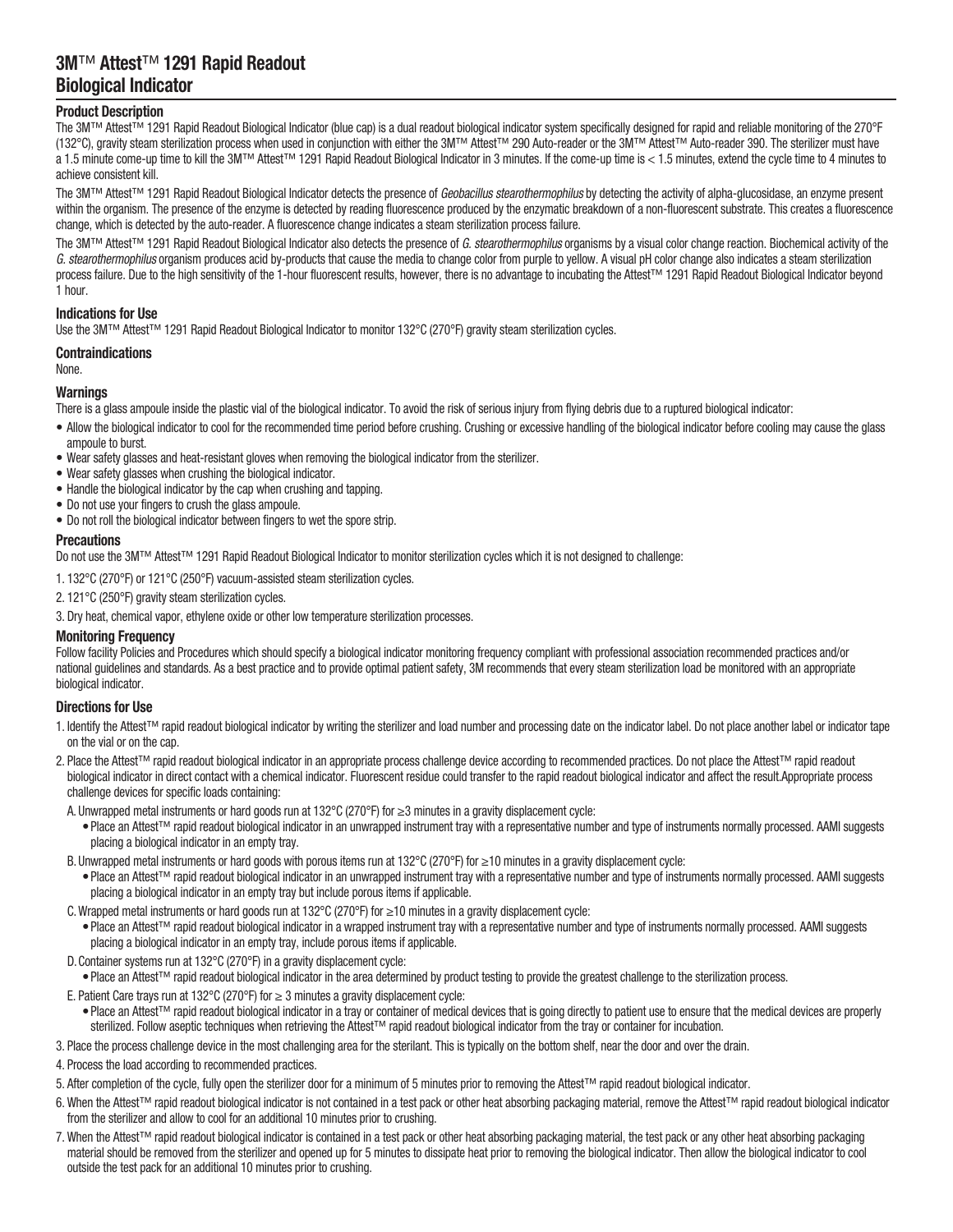# 3M™ Attest™ 1291 Rapid Readout Biological Indicator

## Product Description

The 3M™ Attest™ 1291 Rapid Readout Biological Indicator (blue cap) is a dual readout biological indicator system specifically designed for rapid and reliable monitoring of the 270°F (132°C), gravity steam sterilization process when used in conjunction with either the 3M™ Attest™ 290 Auto-reader or the 3M™ Attest™ Auto-reader 390. The sterilizer must have a 1.5 minute come-up time to kill the 3M™ Attest™ 1291 Rapid Readout Biological Indicator in 3 minutes. If the come-up time is < 1.5 minutes, extend the cycle time to 4 minutes to achieve consistent kill.

The 3M™ Attest™ 1291 Rapid Readout Biological Indicator detects the presence of *Geobacillus stearothermophilus* by detecting the activity of alpha-glucosidase, an enzyme present within the organism. The presence of the enzyme is detected by reading fluorescence produced by the enzymatic breakdown of a non-fluorescent substrate. This creates a fluorescence change, which is detected by the auto-reader. A fluorescence change indicates a steam sterilization process failure.

The 3M™ Attest™ 1291 Rapid Readout Biological Indicator also detects the presence of *G. stearothermophilus* organisms by a visual color change reaction. Biochemical activity of the *G. stearothermophilus* organism produces acid by-products that cause the media to change color from purple to yellow. A visual pH color change also indicates a steam sterilization process failure. Due to the high sensitivity of the 1-hour fluorescent results, however, there is no advantage to incubating the Attest™ 1291 Rapid Readout Biological Indicator beyond 1 hour.

## Indications for Use

Use the 3M™ Attest™ 1291 Rapid Readout Biological Indicator to monitor 132°C (270°F) gravity steam sterilization cycles.

## Contraindications

None.

## Warnings

There is a glass ampoule inside the plastic vial of the biological indicator. To avoid the risk of serious injury from flying debris due to a ruptured biological indicator:

- Allow the biological indicator to cool for the recommended time period before crushing. Crushing or excessive handling of the biological indicator before cooling may cause the glass ampoule to burst.
- Wear safety glasses and heat-resistant gloves when removing the biological indicator from the sterilizer.
- Wear safety glasses when crushing the biological indicator.
- Handle the biological indicator by the cap when crushing and tapping.
- Do not use your fingers to crush the glass ampoule.
- Do not roll the biological indicator between fingers to wet the spore strip.

## Precautions

Do not use the 3M™ Attest™ 1291 Rapid Readout Biological Indicator to monitor sterilization cycles which it is not designed to challenge:

1. 132°C (270°F) or 121°C (250°F) vacuum-assisted steam sterilization cycles.
2. 121°C (250°F) gravity steam sterilization cycles.
3. Dry heat, chemical vapor, ethylene oxide or other low temperature sterilization processes.

## Monitoring Frequency

Follow facility Policies and Procedures which should specify a biological indicator monitoring frequency compliant with professional association recommended practices and/or national guidelines and standards. As a best practice and to provide optimal patient safety, 3M recommends that every steam sterilization load be monitored with an appropriate biological indicator.

## Directions for Use

1. Identify the Attest™ rapid readout biological indicator by writing the sterilizer and load number and processing date on the indicator label. Do not place another label or indicator tape on the vial or on the cap.
2. Place the Attest™ rapid readout biological indicator in an appropriate process challenge device according to recommended practices. Do not place the Attest™ rapid readout biological indicator in direct contact with a chemical indicator. Fluorescent residue could transfer to the rapid readout biological indicator and affect the result.Appropriate process challenge devices for specific loads containing:
   A. Unwrapped metal instruments or hard goods run at 132°C (270°F) for ≥3 minutes in a gravity displacement cycle:
      - Place an Attest™ rapid readout biological indicator in an unwrapped instrument tray with a representative number and type of instruments normally processed. AAMI suggests placing a biological indicator in an empty tray.

   B. Unwrapped metal instruments or hard goods with porous items run at 132°C (270°F) for ≥10 minutes in a gravity displacement cycle:
      - Place an Attest™ rapid readout biological indicator in an unwrapped instrument tray with a representative number and type of instruments normally processed. AAMI suggests placing a biological indicator in an empty tray but include porous items if applicable.

   C. Wrapped metal instruments or hard goods run at 132°C (270°F) for ≥10 minutes in a gravity displacement cycle:
      - Place an Attest™ rapid readout biological indicator in a wrapped instrument tray with a representative number and type of instruments normally processed. AAMI suggests placing a biological indicator in an empty tray, include porous items if applicable.

   D. Container systems run at 132°C (270°F) in a gravity displacement cycle:
      - Place an Attest™ rapid readout biological indicator in the area determined by product testing to provide the greatest challenge to the sterilization process.

   E. Patient Care trays run at 132°C (270°F) for ≥ 3 minutes a gravity displacement cycle:
      - Place an Attest™ rapid readout biological indicator in a tray or container of medical devices that is going directly to patient use to ensure that the medical devices are properly sterilized. Follow aseptic techniques when retrieving the Attest™ rapid readout biological indicator from the tray or container for incubation.
3. Place the process challenge device in the most challenging area for the sterilant. This is typically on the bottom shelf, near the door and over the drain.
4. Process the load according to recommended practices.
5. After completion of the cycle, fully open the sterilizer door for a minimum of 5 minutes prior to removing the Attest™ rapid readout biological indicator.
6. When the Attest™ rapid readout biological indicator is not contained in a test pack or other heat absorbing packaging material, remove the Attest™ rapid readout biological indicator from the sterilizer and allow to cool for an additional 10 minutes prior to crushing.
7. When the Attest™ rapid readout biological indicator is contained in a test pack or other heat absorbing packaging material, the test pack or any other heat absorbing packaging material should be removed from the sterilizer and opened up for 5 minutes to dissipate heat prior to removing the biological indicator. Then allow the biological indicator to cool outside the test pack for an additional 10 minutes prior to crushing.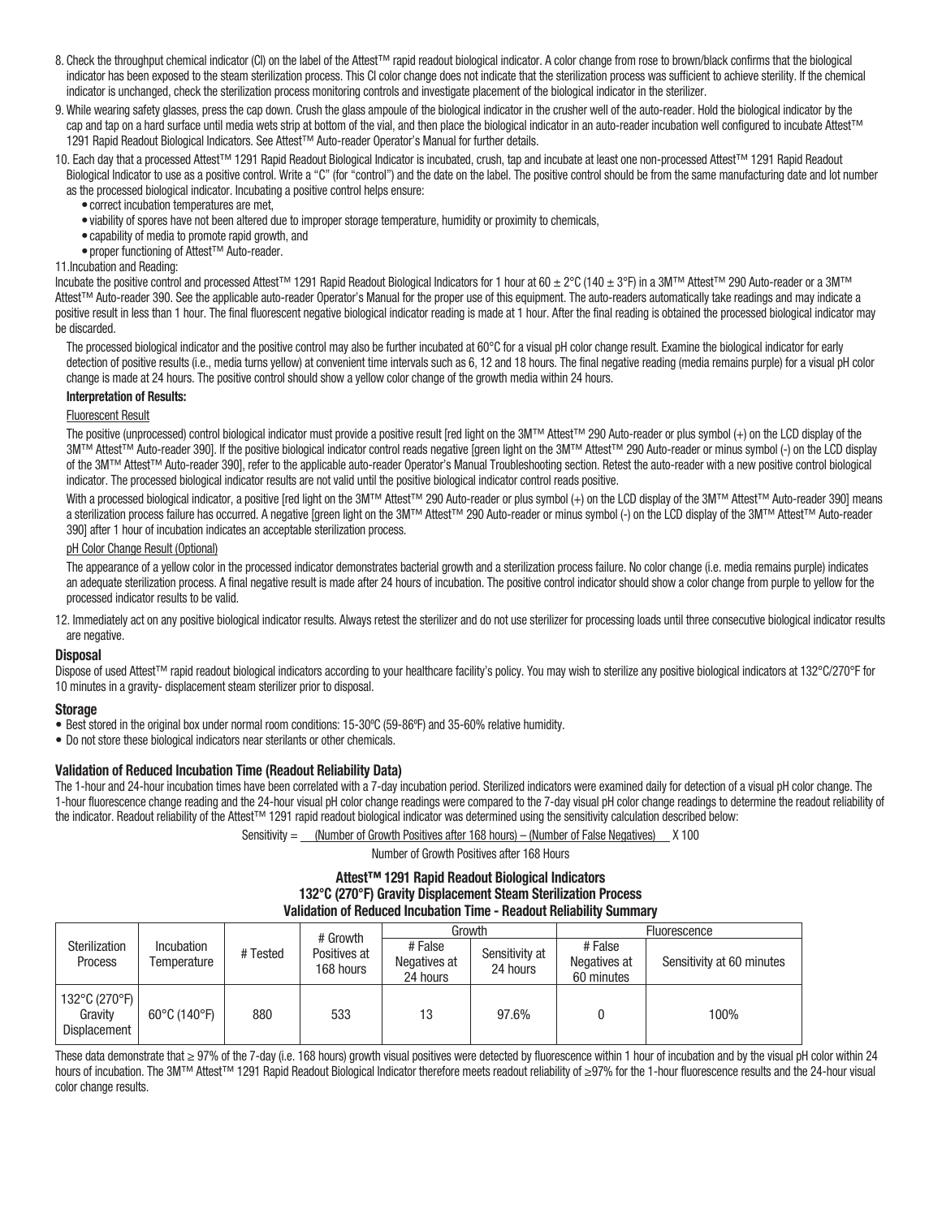8. Check the throughput chemical indicator (CI) on the label of the Attest™ rapid readout biological indicator. A color change from rose to brown/black confirms that the biological indicator has been exposed to the steam sterilization process. This CI color change does not indicate that the sterilization process was sufficient to achieve sterility. If the chemical indicator is unchanged, check the sterilization process monitoring controls and investigate placement of the biological indicator in the sterilizer.

9. While wearing safety glasses, press the cap down. Crush the glass ampoule of the biological indicator in the crusher well of the auto-reader. Hold the biological indicator by the cap and tap on a hard surface until media wets strip at bottom of the vial, and then place the biological indicator in an auto-reader incubation well configured to incubate Attest™ 1291 Rapid Readout Biological Indicators. See Attest™ Auto-reader Operator's Manual for further details.

10. Each day that a processed Attest™ 1291 Rapid Readout Biological Indicator is incubated, crush, tap and incubate at least one non-processed Attest™ 1291 Rapid Readout Biological Indicator to use as a positive control. Write a "C" (for "control") and the date on the label. The positive control should be from the same manufacturing date and lot number as the processed biological indicator. Incubating a positive control helps ensure:
    - correct incubation temperatures are met,
    - viability of spores have not been altered due to improper storage temperature, humidity or proximity to chemicals,
    - capability of media to promote rapid growth, and
    - proper functioning of Attest™ Auto-reader.

11. Incubation and Reading:

Incubate the positive control and processed Attest™ 1291 Rapid Readout Biological Indicators for 1 hour at 60 ± 2°C (140 ± 3°F) in a 3M™ Attest™ 290 Auto-reader or a 3M™ Attest™ Auto-reader 390. See the applicable auto-reader Operator's Manual for the proper use of this equipment. The auto-readers automatically take readings and may indicate a positive result in less than 1 hour. The final fluorescent negative biological indicator reading is made at 1 hour. After the final reading is obtained the processed biological indicator may be discarded.

The processed biological indicator and the positive control may also be further incubated at 60°C for a visual pH color change result. Examine the biological indicator for early detection of positive results (i.e., media turns yellow) at convenient time intervals such as 6, 12 and 18 hours. The final negative reading (media remains purple) for a visual pH color change is made at 24 hours. The positive control should show a yellow color change of the growth media within 24 hours.

**Interpretation of Results:**

Fluorescent Result

The positive (unprocessed) control biological indicator must provide a positive result [red light on the 3M™ Attest™ 290 Auto-reader or plus symbol (+) on the LCD display of the 3M™ Attest™ Auto-reader 390]. If the positive biological indicator control reads negative [green light on the 3M™ Attest™ 290 Auto-reader or minus symbol (-) on the LCD display of the 3M™ Attest™ Auto-reader 390], refer to the applicable auto-reader Operator's Manual Troubleshooting section. Retest the auto-reader with a new positive control biological indicator. The processed biological indicator results are not valid until the positive biological indicator control reads positive.

With a processed biological indicator, a positive [red light on the 3M™ Attest™ 290 Auto-reader or plus symbol (+) on the LCD display of the 3M™ Attest™ Auto-reader 390] means a sterilization process failure has occurred. A negative [green light on the 3M™ Attest™ 290 Auto-reader or minus symbol (-) on the LCD display of the 3M™ Attest™ Auto-reader 390] after 1 hour of incubation indicates an acceptable sterilization process.

pH Color Change Result (Optional)

The appearance of a yellow color in the processed indicator demonstrates bacterial growth and a sterilization process failure. No color change (i.e. media remains purple) indicates an adequate sterilization process. A final negative result is made after 24 hours of incubation. The positive control indicator should show a color change from purple to yellow for the processed indicator results to be valid.

12. Immediately act on any positive biological indicator results. Always retest the sterilizer and do not use sterilizer for processing loads until three consecutive biological indicator results are negative.

### Disposal

Dispose of used Attest™ rapid readout biological indicators according to your healthcare facility's policy. You may wish to sterilize any positive biological indicators at 132°C/270°F for 10 minutes in a gravity- displacement steam sterilizer prior to disposal.

### Storage

- Best stored in the original box under normal room conditions: 15-30ºC (59-86ºF) and 35-60% relative humidity.
- Do not store these biological indicators near sterilants or other chemicals.

### Validation of Reduced Incubation Time (Readout Reliability Data)

The 1-hour and 24-hour incubation times have been correlated with a 7-day incubation period. Sterilized indicators were examined daily for detection of a visual pH color change. The 1-hour fluorescence change reading and the 24-hour visual pH color change readings were compared to the 7-day visual pH color change readings to determine the readout reliability of the indicator. Readout reliability of the Attest™ 1291 rapid readout biological indicator was determined using the sensitivity calculation described below:

$$\text{Sensitivity} = \frac{(\text{Number of Growth Positives after 168 hours}) - (\text{Number of False Negatives})}{\text{Number of Growth Positives after 168 Hours}} \times 100$$

**Attest™ 1291 Rapid Readout Biological Indicators**
**132°C (270°F) Gravity Displacement Steam Sterilization Process**
**Validation of Reduced Incubation Time - Readout Reliability Summary**

| Sterilization Process | Incubation Temperature | # Tested | # Growth Positives at 168 hours | Growth | | Fluorescence | |
|---|---|---|---|---|---|---|---|
| | | | | # False Negatives at 24 hours | Sensitivity at 24 hours | # False Negatives at 60 minutes | Sensitivity at 60 minutes |
| 132°C (270°F) Gravity Displacement | 60°C (140°F) | 880 | 533 | 13 | 97.6% | 0 | 100% |

These data demonstrate that ≥ 97% of the 7-day (i.e. 168 hours) growth visual positives were detected by fluorescence within 1 hour of incubation and by the visual pH color within 24 hours of incubation. The 3M™ Attest™ 1291 Rapid Readout Biological Indicator therefore meets readout reliability of ≥97% for the 1-hour fluorescence results and the 24-hour visual color change results.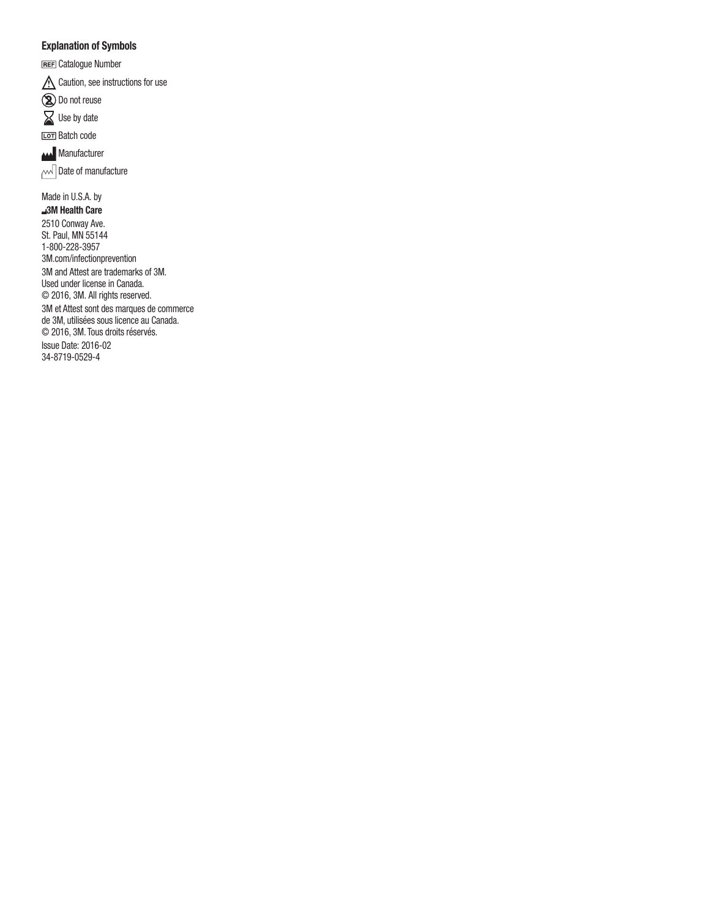**Explanation of Symbols**

REF Catalogue Number

Caution, see instructions for use

Do not reuse

Use by date

LOT Batch code

Manufacturer

Date of manufacture

Made in U.S.A. by

**3M Health Care**

2510 Conway Ave.
St. Paul, MN 55144
1-800-228-3957
3M.com/infectionprevention

3M and Attest are trademarks of 3M.
Used under license in Canada.
© 2016, 3M. All rights reserved.

3M et Attest sont des marques de commerce
de 3M, utilisées sous licence au Canada.
© 2016, 3M. Tous droits réservés.

Issue Date: 2016-02
34-8719-0529-4